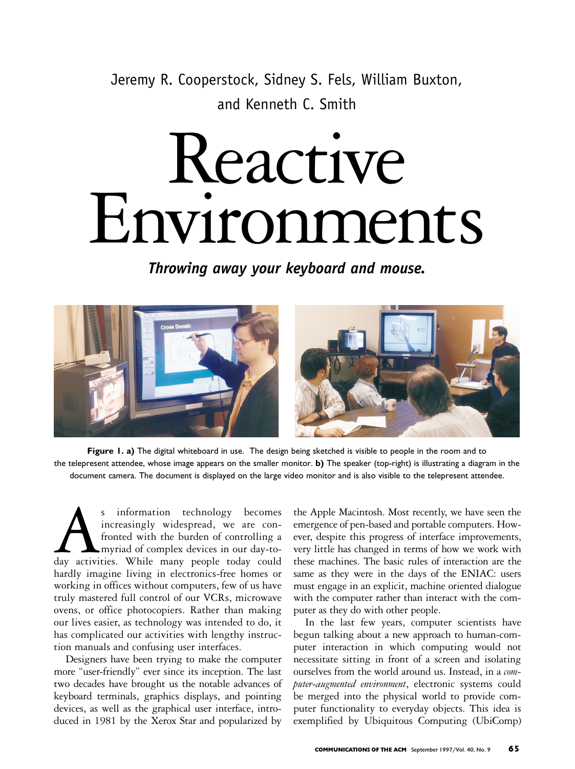Jeremy R. Cooperstock, Sidney S. Fels, William Buxton, and Kenneth C. Smith

# Reactive Environments

***Throwing away your keyboard and mouse.***

**Figure 1. a)** The digital whiteboard in use. The design being sketched is visible to people in the room and to the telepresent attendee, whose image appears on the smaller monitor. **b)** The speaker (top-right) is illustrating a diagram in the document camera. The document is displayed on the large video monitor and is also visible to the telepresent attendee.

As information technology becomes increasingly widespread, we are confronted with the burden of controlling a myriad of complex devices in our day-to-day activities. While many people today could hardly imagine living in electronics-free homes or working in offices without computers, few of us have truly mastered full control of our VCRs, microwave ovens, or office photocopiers. Rather than making our lives easier, as technology was intended to do, it has complicated our activities with lengthy instruction manuals and confusing user interfaces.

Designers have been trying to make the computer more "user-friendly" ever since its inception. The last two decades have brought us the notable advances of keyboard terminals, graphics displays, and pointing devices, as well as the graphical user interface, introduced in 1981 by the Xerox Star and popularized by the Apple Macintosh. Most recently, we have seen the emergence of pen-based and portable computers. However, despite this progress of interface improvements, very little has changed in terms of how we work with these machines. The basic rules of interaction are the same as they were in the days of the ENIAC: users must engage in an explicit, machine oriented dialogue with the computer rather than interact with the computer as they do with other people.

In the last few years, computer scientists have begun talking about a new approach to human-computer interaction in which computing would not necessitate sitting in front of a screen and isolating ourselves from the world around us. Instead, in a *computer-augmented environment*, electronic systems could be merged into the physical world to provide computer functionality to everyday objects. This idea is exemplified by Ubiquitous Computing (UbiComp)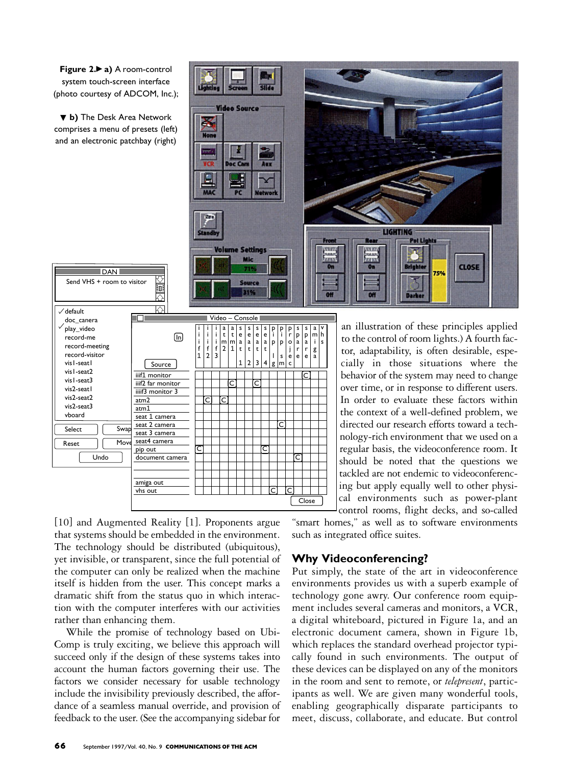**Figure 2.▶ a)** A room-control system touch-screen interface (photo courtesy of ADCOM, Inc.);

**▼ b)** The Desk Area Network comprises a menu of presets (left) and an electronic patchbay (right)

[10] and Augmented Reality [1]. Proponents argue that systems should be embedded in the environment. The technology should be distributed (ubiquitous), yet invisible, or transparent, since the full potential of the computer can only be realized when the machine itself is hidden from the user. This concept marks a dramatic shift from the status quo in which interaction with the computer interferes with our activities rather than enhancing them.

While the promise of technology based on UbiComp is truly exciting, we believe this approach will succeed only if the design of these systems takes into account the human factors governing their use. The factors we consider necessary for usable technology include the invisibility previously described, the affordance of a seamless manual override, and provision of feedback to the user. (See the accompanying sidebar for an illustration of these principles applied to the control of room lights.) A fourth factor, adaptability, is often desirable, especially in those situations where the behavior of the system may need to change over time, or in response to different users. In order to evaluate these factors within the context of a well-defined problem, we directed our research efforts toward a technology-rich environment that we used on a regular basis, the videoconference room. It should be noted that the questions we tackled are not endemic to videoconferencing but apply equally well to other physical environments such as power-plant control rooms, flight decks, and so-called "smart homes," as well as to software environments such as integrated office suites.

## Why Videoconferencing?

Put simply, the state of the art in videoconference environments provides us with a superb example of technology gone awry. Our conference room equipment includes several cameras and monitors, a VCR, a digital whiteboard, pictured in Figure 1a, and an electronic document camera, shown in Figure 1b, which replaces the standard overhead projector typically found in such environments. The output of these devices can be displayed on any of the monitors in the room and sent to remote, or *telepresent*, participants as well. We are given many wonderful tools, enabling geographically disparate participants to meet, discuss, collaborate, and educate. But control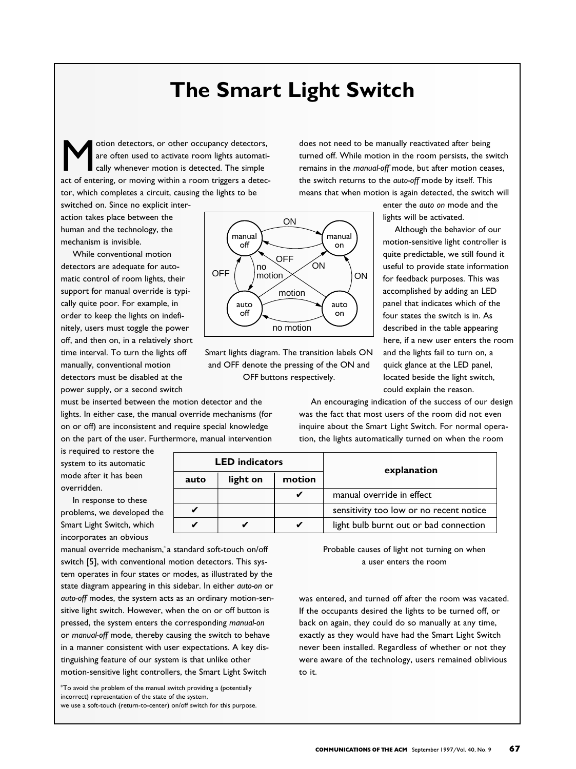# The Smart Light Switch

Motion detectors, or other occupancy detectors, are often used to activate room lights automatically whenever motion is detected. The simple act of entering, or moving within a room triggers a detector, which completes a circuit, causing the lights to be switched on. Since no explicit interaction takes place between the human and the technology, the mechanism is invisible.

While conventional motion detectors are adequate for automatic control of room lights, their support for manual override is typically quite poor. For example, in order to keep the lights on indefinitely, users must toggle the power off, and then on, in a relatively short time interval. To turn the lights off manually, conventional motion detectors must be disabled at the power supply, or a second switch must be inserted between the motion detector and the lights. In either case, the manual override mechanisms (for on or off) are inconsistent and require special knowledge on the part of the user. Furthermore, manual intervention is required to restore the system to its automatic mode after it has been overridden.

In response to these problems, we developed the Smart Light Switch, which incorporates an obvious manual override mechanism,* a standard soft-touch on/off switch [5], with conventional motion detectors. This system operates in four states or modes, as illustrated by the state diagram appearing in this sidebar. In either *auto-on* or *auto-off* modes, the system acts as an ordinary motion-sensitive light switch. However, when the on or off button is pressed, the system enters the corresponding *manual-on* or *manual-off* mode, thereby causing the switch to behave in a manner consistent with user expectations. A key distinguishing feature of our system is that unlike other motion-sensitive light controllers, the Smart Light Switch does not need to be manually reactivated after being turned off. While motion in the room persists, the switch remains in the *manual-off* mode, but after motion ceases, the switch returns to the *auto-off* mode by itself. This means that when motion is again detected, the switch will enter the *auto on* mode and the lights will be activated.

ON
manual off
manual on
OFF
no motion
ON
OFF
ON
motion
auto off
auto on
no motion

Smart lights diagram. The transition labels ON and OFF denote the pressing of the ON and OFF buttons respectively.

Although the behavior of our motion-sensitive light controller is quite predictable, we still found it useful to provide state information for feedback purposes. This was accomplished by adding an LED panel that indicates which of the four states the switch is in. As described in the table appearing here, if a new user enters the room and the lights fail to turn on, a quick glance at the LED panel, located beside the light switch, could explain the reason.

An encouraging indication of the success of our design was the fact that most users of the room did not even inquire about the Smart Light Switch. For normal operation, the lights automatically turned on when the room was entered, and turned off after the room was vacated. If the occupants desired the lights to be turned off, or back on again, they could do so manually at any time, exactly as they would have had the Smart Light Switch never been installed. Regardless of whether or not they were aware of the technology, users remained oblivious to it.

| LED indicators | | | explanation |
|---|---|---|---|
| auto | light on | motion | |
| | | ✔ | manual override in effect |
| ✔ | | | sensitivity too low or no recent notice |
| ✔ | ✔ | ✔ | light bulb burnt out or bad connection |

Probable causes of light not turning on when a user enters the room

*To avoid the problem of the manual switch providing a (potentially incorrect) representation of the state of the system, we use a soft-touch (return-to-center) on/off switch for this purpose.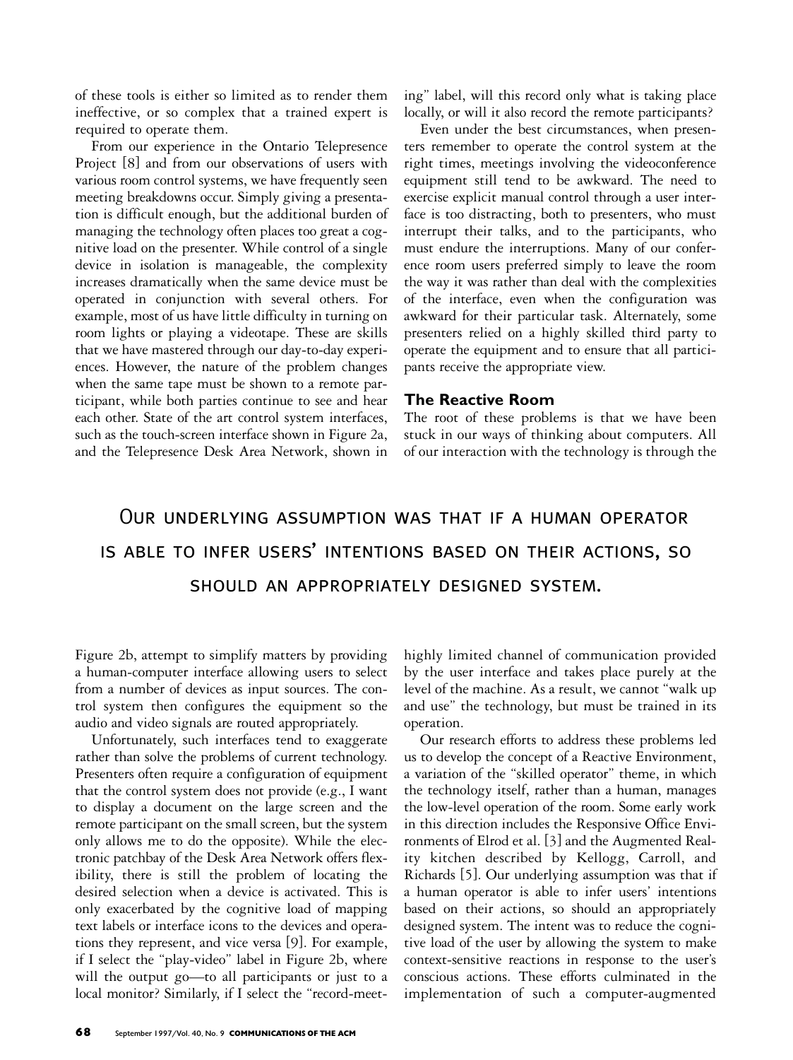of these tools is either so limited as to render them ineffective, or so complex that a trained expert is required to operate them.

From our experience in the Ontario Telepresence Project [8] and from our observations of users with various room control systems, we have frequently seen meeting breakdowns occur. Simply giving a presentation is difficult enough, but the additional burden of managing the technology often places too great a cognitive load on the presenter. While control of a single device in isolation is manageable, the complexity increases dramatically when the same device must be operated in conjunction with several others. For example, most of us have little difficulty in turning on room lights or playing a videotape. These are skills that we have mastered through our day-to-day experiences. However, the nature of the problem changes when the same tape must be shown to a remote participant, while both parties continue to see and hear each other. State of the art control system interfaces, such as the touch-screen interface shown in Figure 2a, and the Telepresence Desk Area Network, shown in Figure 2b, attempt to simplify matters by providing a human-computer interface allowing users to select from a number of devices as input sources. The control system then configures the equipment so the audio and video signals are routed appropriately.

Unfortunately, such interfaces tend to exaggerate rather than solve the problems of current technology. Presenters often require a configuration of equipment that the control system does not provide (e.g., I want to display a document on the large screen and the remote participant on the small screen, but the system only allows me to do the opposite). While the electronic patchbay of the Desk Area Network offers flexibility, there is still the problem of locating the desired selection when a device is activated. This is only exacerbated by the cognitive load of mapping text labels or interface icons to the devices and operations they represent, and vice versa [9]. For example, if I select the "play-video" label in Figure 2b, where will the output go—to all participants or just to a local monitor? Similarly, if I select the "record-meeting" label, will this record only what is taking place locally, or will it also record the remote participants?

Even under the best circumstances, when presenters remember to operate the control system at the right times, meetings involving the videoconference equipment still tend to be awkward. The need to exercise explicit manual control through a user interface is too distracting, both to presenters, who must interrupt their talks, and to the participants, who must endure the interruptions. Many of our conference room users preferred simply to leave the room the way it was rather than deal with the complexities of the interface, even when the configuration was awkward for their particular task. Alternately, some presenters relied on a highly skilled third party to operate the equipment and to ensure that all participants receive the appropriate view.

## The Reactive Room

The root of these problems is that we have been stuck in our ways of thinking about computers. All of our interaction with the technology is through the highly limited channel of communication provided by the user interface and takes place purely at the level of the machine. As a result, we cannot "walk up and use" the technology, but must be trained in its operation.

> Our underlying assumption was that if a human operator is able to infer users' intentions based on their actions, so should an appropriately designed system.

Our research efforts to address these problems led us to develop the concept of a Reactive Environment, a variation of the "skilled operator" theme, in which the technology itself, rather than a human, manages the low-level operation of the room. Some early work in this direction includes the Responsive Office Environments of Elrod et al. [3] and the Augmented Reality kitchen described by Kellogg, Carroll, and Richards [5]. Our underlying assumption was that if a human operator is able to infer users' intentions based on their actions, so should an appropriately designed system. The intent was to reduce the cognitive load of the user by allowing the system to make context-sensitive reactions in response to the user's conscious actions. These efforts culminated in the implementation of such a computer-augmented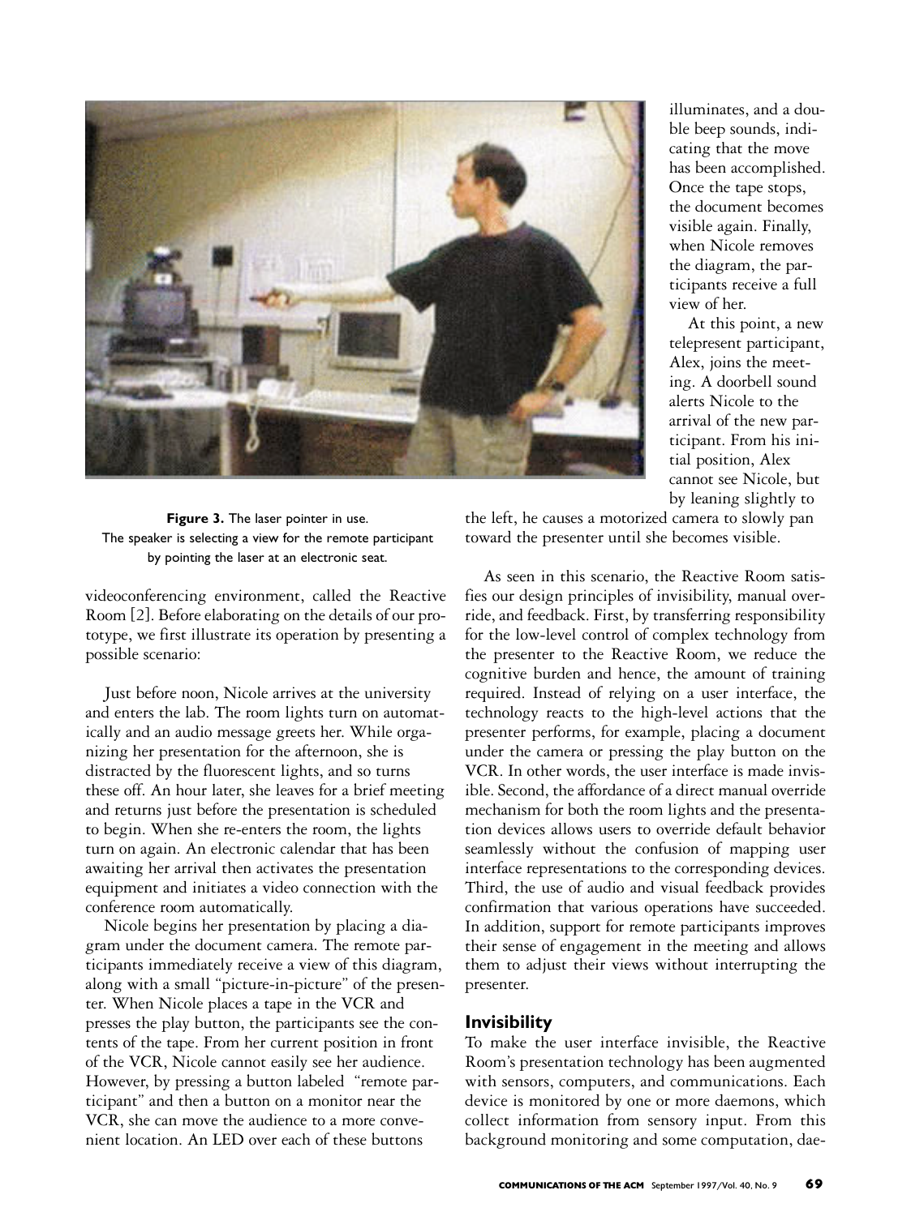illuminates, and a double beep sounds, indicating that the move has been accomplished. Once the tape stops, the document becomes visible again. Finally, when Nicole removes the diagram, the participants receive a full view of her.

At this point, a new telepresent participant, Alex, joins the meeting. A doorbell sound alerts Nicole to the arrival of the new participant. From his initial position, Alex cannot see Nicole, but by leaning slightly to the left, he causes a motorized camera to slowly pan toward the presenter until she becomes visible.

**Figure 3.** The laser pointer in use. The speaker is selecting a view for the remote participant by pointing the laser at an electronic seat.

videoconferencing environment, called the Reactive Room [2]. Before elaborating on the details of our prototype, we first illustrate its operation by presenting a possible scenario:

Just before noon, Nicole arrives at the university and enters the lab. The room lights turn on automatically and an audio message greets her. While organizing her presentation for the afternoon, she is distracted by the fluorescent lights, and so turns these off. An hour later, she leaves for a brief meeting and returns just before the presentation is scheduled to begin. When she re-enters the room, the lights turn on again. An electronic calendar that has been awaiting her arrival then activates the presentation equipment and initiates a video connection with the conference room automatically.

Nicole begins her presentation by placing a diagram under the document camera. The remote participants immediately receive a view of this diagram, along with a small "picture-in-picture" of the presenter. When Nicole places a tape in the VCR and presses the play button, the participants see the contents of the tape. From her current position in front of the VCR, Nicole cannot easily see her audience. However, by pressing a button labeled "remote participant" and then a button on a monitor near the VCR, she can move the audience to a more convenient location. An LED over each of these buttons

As seen in this scenario, the Reactive Room satisfies our design principles of invisibility, manual override, and feedback. First, by transferring responsibility for the low-level control of complex technology from the presenter to the Reactive Room, we reduce the cognitive burden and hence, the amount of training required. Instead of relying on a user interface, the technology reacts to the high-level actions that the presenter performs, for example, placing a document under the camera or pressing the play button on the VCR. In other words, the user interface is made invisible. Second, the affordance of a direct manual override mechanism for both the room lights and the presentation devices allows users to override default behavior seamlessly without the confusion of mapping user interface representations to the corresponding devices. Third, the use of audio and visual feedback provides confirmation that various operations have succeeded. In addition, support for remote participants improves their sense of engagement in the meeting and allows them to adjust their views without interrupting the presenter.

## Invisibility

To make the user interface invisible, the Reactive Room's presentation technology has been augmented with sensors, computers, and communications. Each device is monitored by one or more daemons, which collect information from sensory input. From this background monitoring and some computation, dae-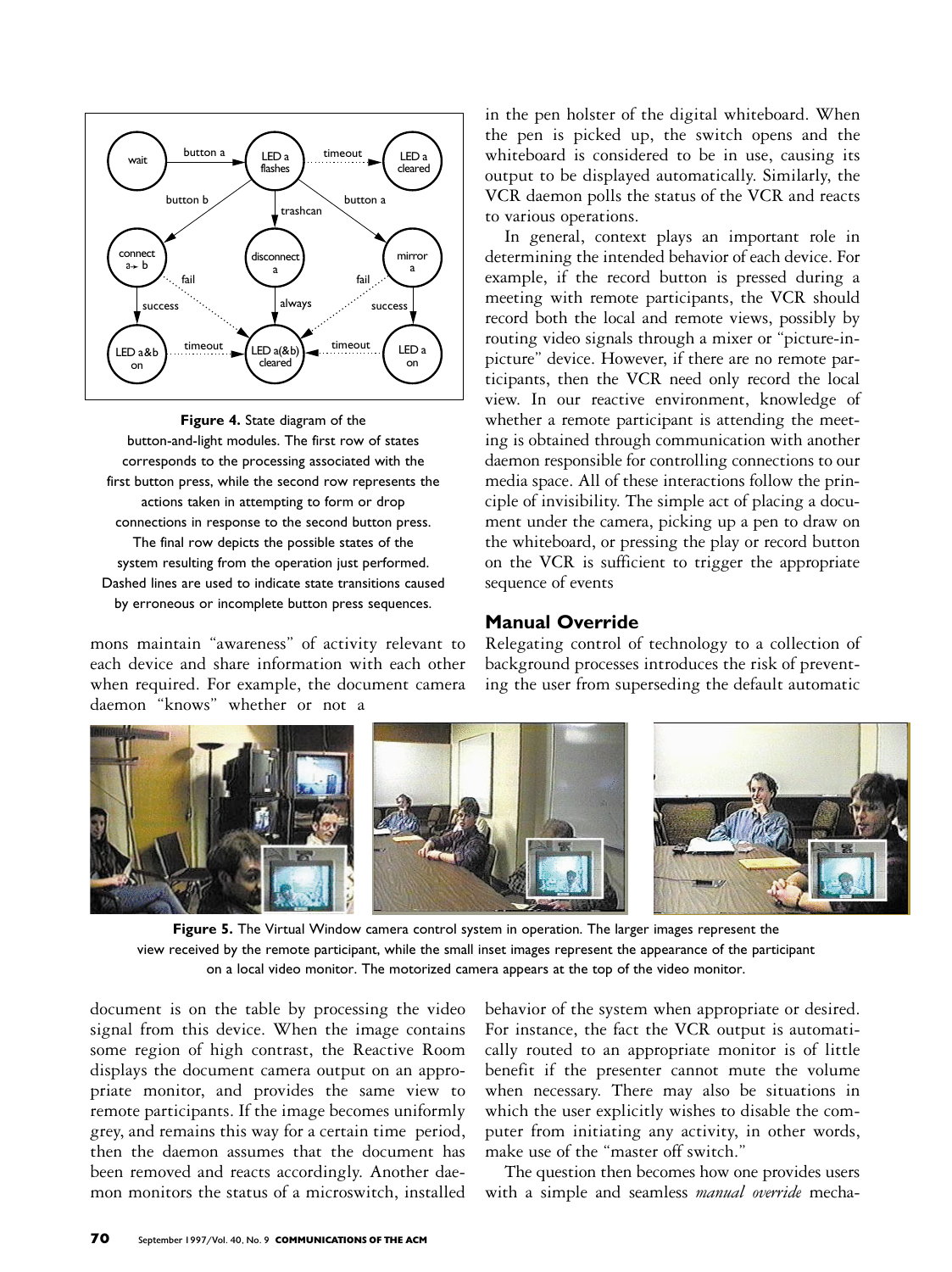wait

button a

LED a flashes

timeout

LED a cleared

button b

trashcan

button a

connect a→b

disconnect a

mirror a

fail

fail

success

always

success

LED a&b on

timeout

LED a(&b) cleared

timeout

LED a on

**Figure 4.** State diagram of the button-and-light modules. The first row of states corresponds to the processing associated with the first button press, while the second row represents the actions taken in attempting to form or drop connections in response to the second button press. The final row depicts the possible states of the system resulting from the operation just performed. Dashed lines are used to indicate state transitions caused by erroneous or incomplete button press sequences.

mons maintain "awareness" of activity relevant to each device and share information with each other when required. For example, the document camera daemon "knows" whether or not a document is on the table by processing the video signal from this device. When the image contains some region of high contrast, the Reactive Room displays the document camera output on an appropriate monitor, and provides the same view to remote participants. If the image becomes uniformly grey, and remains this way for a certain time period, then the daemon assumes that the document has been removed and reacts accordingly. Another daemon monitors the status of a microswitch, installed in the pen holster of the digital whiteboard. When the pen is picked up, the switch opens and the whiteboard is considered to be in use, causing its output to be displayed automatically. Similarly, the VCR daemon polls the status of the VCR and reacts to various operations.

In general, context plays an important role in determining the intended behavior of each device. For example, if the record button is pressed during a meeting with remote participants, the VCR should record both the local and remote views, possibly by routing video signals through a mixer or "picture-in-picture" device. However, if there are no remote participants, then the VCR need only record the local view. In our reactive environment, knowledge of whether a remote participant is attending the meeting is obtained through communication with another daemon responsible for controlling connections to our media space. All of these interactions follow the principle of invisibility. The simple act of placing a document under the camera, picking up a pen to draw on the whiteboard, or pressing the play or record button on the VCR is sufficient to trigger the appropriate sequence of events

## Manual Override

Relegating control of technology to a collection of background processes introduces the risk of preventing the user from superseding the default automatic behavior of the system when appropriate or desired. For instance, the fact the VCR output is automatically routed to an appropriate monitor is of little benefit if the presenter cannot mute the volume when necessary. There may also be situations in which the user explicitly wishes to disable the computer from initiating any activity, in other words, make use of the "master off switch."

The question then becomes how one provides users with a simple and seamless *manual override* mecha-

**Figure 5.** The Virtual Window camera control system in operation. The larger images represent the view received by the remote participant, while the small inset images represent the appearance of the participant on a local video monitor. The motorized camera appears at the top of the video monitor.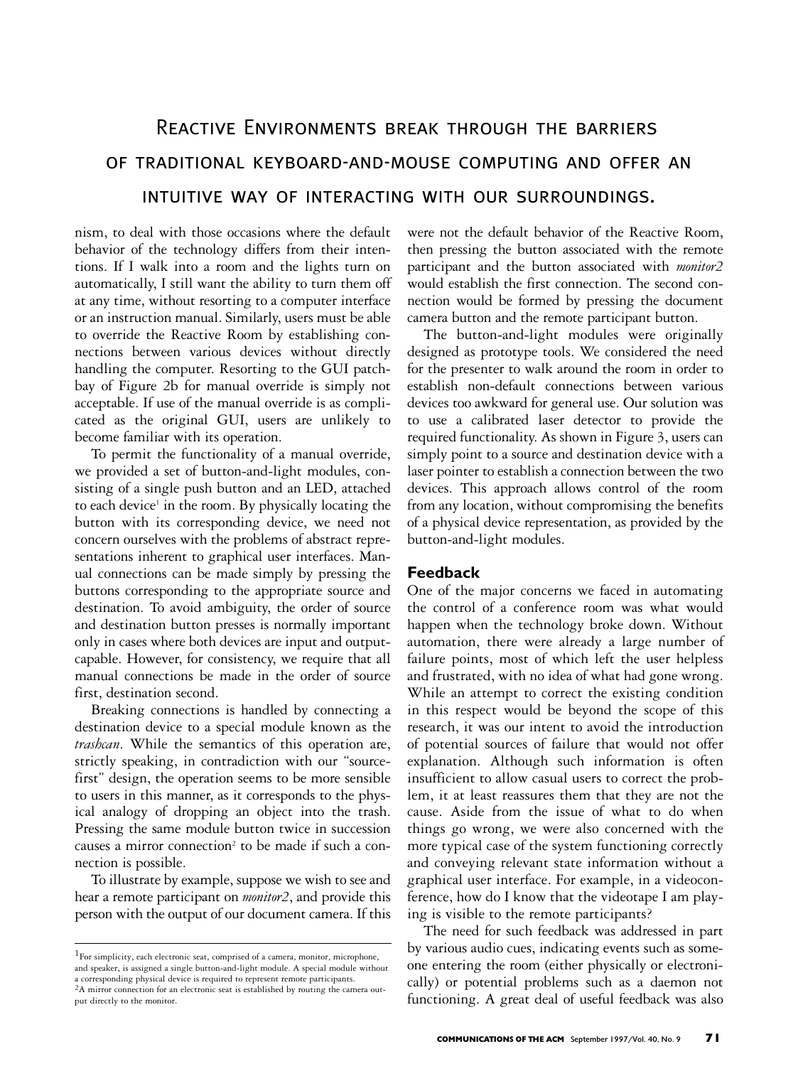Reactive Environments break through the barriers of traditional keyboard-and-mouse computing and offer an intuitive way of interacting with our surroundings.

nism, to deal with those occasions where the default behavior of the technology differs from their intentions. If I walk into a room and the lights turn on automatically, I still want the ability to turn them off at any time, without resorting to a computer interface or an instruction manual. Similarly, users must be able to override the Reactive Room by establishing connections between various devices without directly handling the computer. Resorting to the GUI patchbay of Figure 2b for manual override is simply not acceptable. If use of the manual override is as complicated as the original GUI, users are unlikely to become familiar with its operation.

To permit the functionality of a manual override, we provided a set of button-and-light modules, consisting of a single push button and an LED, attached to each device[1] in the room. By physically locating the button with its corresponding device, we need not concern ourselves with the problems of abstract representations inherent to graphical user interfaces. Manual connections can be made simply by pressing the buttons corresponding to the appropriate source and destination. To avoid ambiguity, the order of source and destination button presses is normally important only in cases where both devices are input and output-capable. However, for consistency, we require that all manual connections be made in the order of source first, destination second.

Breaking connections is handled by connecting a destination device to a special module known as the *trashcan*. While the semantics of this operation are, strictly speaking, in contradiction with our "source-first" design, the operation seems to be more sensible to users in this manner, as it corresponds to the physical analogy of dropping an object into the trash. Pressing the same module button twice in succession causes a mirror connection[2] to be made if such a connection is possible.

To illustrate by example, suppose we wish to see and hear a remote participant on *monitor2*, and provide this person with the output of our document camera. If this were not the default behavior of the Reactive Room, then pressing the button associated with the remote participant and the button associated with *monitor2* would establish the first connection. The second connection would be formed by pressing the document camera button and the remote participant button.

The button-and-light modules were originally designed as prototype tools. We considered the need for the presenter to walk around the room in order to establish non-default connections between various devices too awkward for general use. Our solution was to use a calibrated laser detector to provide the required functionality. As shown in Figure 3, users can simply point to a source and destination device with a laser pointer to establish a connection between the two devices. This approach allows control of the room from any location, without compromising the benefits of a physical device representation, as provided by the button-and-light modules.

## Feedback

One of the major concerns we faced in automating the control of a conference room was what would happen when the technology broke down. Without automation, there were already a large number of failure points, most of which left the user helpless and frustrated, with no idea of what had gone wrong. While an attempt to correct the existing condition in this respect would be beyond the scope of this research, it was our intent to avoid the introduction of potential sources of failure that would not offer explanation. Although such information is often insufficient to allow casual users to correct the problem, it at least reassures them that they are not the cause. Aside from the issue of what to do when things go wrong, we were also concerned with the more typical case of the system functioning correctly and conveying relevant state information without a graphical user interface. For example, in a videoconference, how do I know that the videotape I am playing is visible to the remote participants?

The need for such feedback was addressed in part by various audio cues, indicating events such as someone entering the room (either physically or electronically) or potential problems such as a daemon not functioning. A great deal of useful feedback was also

---

[1] For simplicity, each electronic seat, comprised of a camera, monitor, microphone, and speaker, is assigned a single button-and-light module. A special module without a corresponding physical device is required to represent remote participants.

[2] A mirror connection for an electronic seat is established by routing the camera output directly to the monitor.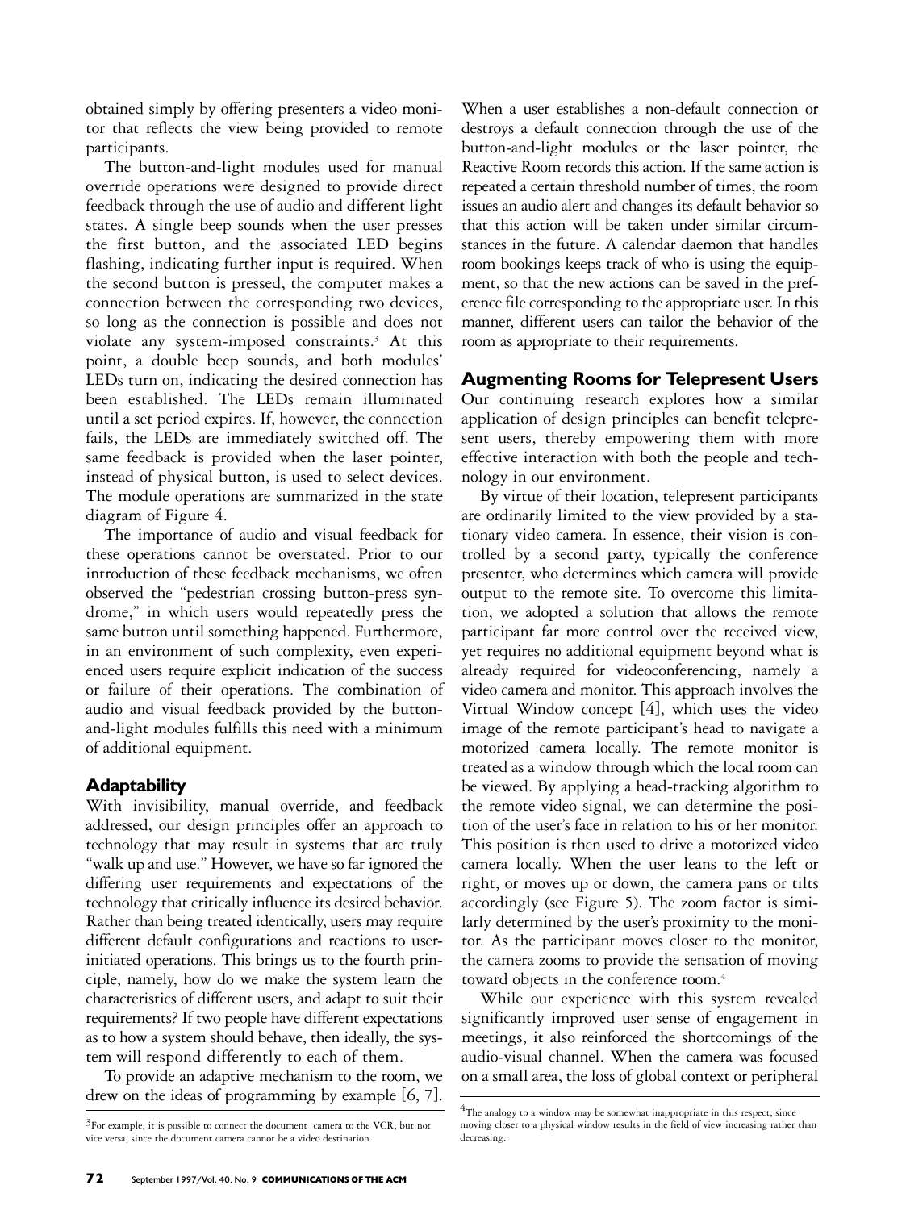obtained simply by offering presenters a video monitor that reflects the view being provided to remote participants.

The button-and-light modules used for manual override operations were designed to provide direct feedback through the use of audio and different light states. A single beep sounds when the user presses the first button, and the associated LED begins flashing, indicating further input is required. When the second button is pressed, the computer makes a connection between the corresponding two devices, so long as the connection is possible and does not violate any system-imposed constraints.[3] At this point, a double beep sounds, and both modules' LEDs turn on, indicating the desired connection has been established. The LEDs remain illuminated until a set period expires. If, however, the connection fails, the LEDs are immediately switched off. The same feedback is provided when the laser pointer, instead of physical button, is used to select devices. The module operations are summarized in the state diagram of Figure 4.

The importance of audio and visual feedback for these operations cannot be overstated. Prior to our introduction of these feedback mechanisms, we often observed the "pedestrian crossing button-press syndrome," in which users would repeatedly press the same button until something happened. Furthermore, in an environment of such complexity, even experienced users require explicit indication of the success or failure of their operations. The combination of audio and visual feedback provided by the button-and-light modules fulfills this need with a minimum of additional equipment.

## Adaptability

With invisibility, manual override, and feedback addressed, our design principles offer an approach to technology that may result in systems that are truly "walk up and use." However, we have so far ignored the differing user requirements and expectations of the technology that critically influence its desired behavior. Rather than being treated identically, users may require different default configurations and reactions to user-initiated operations. This brings us to the fourth principle, namely, how do we make the system learn the characteristics of different users, and adapt to suit their requirements? If two people have different expectations as to how a system should behave, then ideally, the system will respond differently to each of them.

To provide an adaptive mechanism to the room, we drew on the ideas of programming by example [6, 7]. When a user establishes a non-default connection or destroys a default connection through the use of the button-and-light modules or the laser pointer, the Reactive Room records this action. If the same action is repeated a certain threshold number of times, the room issues an audio alert and changes its default behavior so that this action will be taken under similar circumstances in the future. A calendar daemon that handles room bookings keeps track of who is using the equipment, so that the new actions can be saved in the preference file corresponding to the appropriate user. In this manner, different users can tailor the behavior of the room as appropriate to their requirements.

## Augmenting Rooms for Telepresent Users

Our continuing research explores how a similar application of design principles can benefit telepresent users, thereby empowering them with more effective interaction with both the people and technology in our environment.

By virtue of their location, telepresent participants are ordinarily limited to the view provided by a stationary video camera. In essence, their vision is controlled by a second party, typically the conference presenter, who determines which camera will provide output to the remote site. To overcome this limitation, we adopted a solution that allows the remote participant far more control over the received view, yet requires no additional equipment beyond what is already required for videoconferencing, namely a video camera and monitor. This approach involves the Virtual Window concept [4], which uses the video image of the remote participant's head to navigate a motorized camera locally. The remote monitor is treated as a window through which the local room can be viewed. By applying a head-tracking algorithm to the remote video signal, we can determine the position of the user's face in relation to his or her monitor. This position is then used to drive a motorized video camera locally. When the user leans to the left or right, or moves up or down, the camera pans or tilts accordingly (see Figure 5). The zoom factor is similarly determined by the user's proximity to the monitor. As the participant moves closer to the monitor, the camera zooms to provide the sensation of moving toward objects in the conference room.[4]

While our experience with this system revealed significantly improved user sense of engagement in meetings, it also reinforced the shortcomings of the audio-visual channel. When the camera was focused on a small area, the loss of global context or peripheral

[3] For example, it is possible to connect the document camera to the VCR, but not vice versa, since the document camera cannot be a video destination.

[4] The analogy to a window may be somewhat inappropriate in this respect, since moving closer to a physical window results in the field of view increasing rather than decreasing.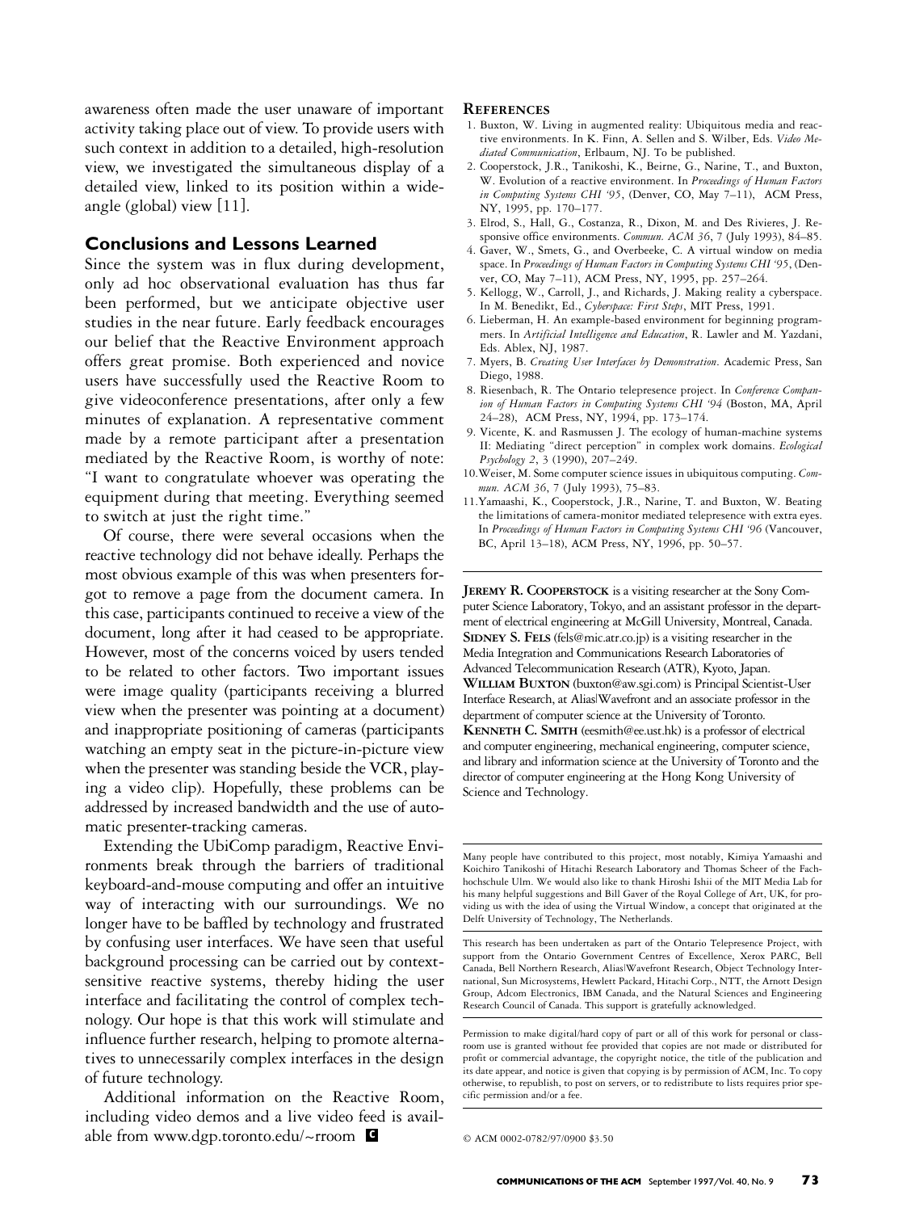awareness often made the user unaware of important activity taking place out of view. To provide users with such context in addition to a detailed, high-resolution view, we investigated the simultaneous display of a detailed view, linked to its position within a wide-angle (global) view [11].

## Conclusions and Lessons Learned

Since the system was in flux during development, only ad hoc observational evaluation has thus far been performed, but we anticipate objective user studies in the near future. Early feedback encourages our belief that the Reactive Environment approach offers great promise. Both experienced and novice users have successfully used the Reactive Room to give videoconference presentations, after only a few minutes of explanation. A representative comment made by a remote participant after a presentation mediated by the Reactive Room, is worthy of note: "I want to congratulate whoever was operating the equipment during that meeting. Everything seemed to switch at just the right time."

Of course, there were several occasions when the reactive technology did not behave ideally. Perhaps the most obvious example of this was when presenters forgot to remove a page from the document camera. In this case, participants continued to receive a view of the document, long after it had ceased to be appropriate. However, most of the concerns voiced by users tended to be related to other factors. Two important issues were image quality (participants receiving a blurred view when the presenter was pointing at a document) and inappropriate positioning of cameras (participants watching an empty seat in the picture-in-picture view when the presenter was standing beside the VCR, playing a video clip). Hopefully, these problems can be addressed by increased bandwidth and the use of automatic presenter-tracking cameras.

Extending the UbiComp paradigm, Reactive Environments break through the barriers of traditional keyboard-and-mouse computing and offer an intuitive way of interacting with our surroundings. We no longer have to be baffled by technology and frustrated by confusing user interfaces. We have seen that useful background processing can be carried out by context-sensitive reactive systems, thereby hiding the user interface and facilitating the control of complex technology. Our hope is that this work will stimulate and influence further research, helping to promote alternatives to unnecessarily complex interfaces in the design of future technology.

Additional information on the Reactive Room, including video demos and a live video feed is available from www.dgp.toronto.edu/~rroom

## References

1. Buxton, W. Living in augmented reality: Ubiquitous media and reactive environments. In K. Finn, A. Sellen and S. Wilber, Eds. *Video Mediated Communication*, Erlbaum, NJ. To be published.
2. Cooperstock, J.R., Tanikoshi, K., Beirne, G., Narine, T., and Buxton, W. Evolution of a reactive environment. In *Proceedings of Human Factors in Computing Systems CHI '95*, (Denver, CO, May 7–11), ACM Press, NY, 1995, pp. 170–177.
3. Elrod, S., Hall, G., Costanza, R., Dixon, M. and Des Rivieres, J. Responsive office environments. *Commun. ACM 36*, 7 (July 1993), 84–85.
4. Gaver, W., Smets, G., and Overbeeke, C. A virtual window on media space. In *Proceedings of Human Factors in Computing Systems CHI '95*, (Denver, CO, May 7–11), ACM Press, NY, 1995, pp. 257–264.
5. Kellogg, W., Carroll, J., and Richards, J. Making reality a cyberspace. In M. Benedikt, Ed., *Cyberspace: First Steps*, MIT Press, 1991.
6. Lieberman, H. An example-based environment for beginning programmers. In *Artificial Intelligence and Education*, R. Lawler and M. Yazdani, Eds. Ablex, NJ, 1987.
7. Myers, B. *Creating User Interfaces by Demonstration*. Academic Press, San Diego, 1988.
8. Riesenbach, R. The Ontario telepresence project. In *Conference Companion of Human Factors in Computing Systems CHI '94* (Boston, MA, April 24–28), ACM Press, NY, 1994, pp. 173–174.
9. Vicente, K. and Rasmussen J. The ecology of human-machine systems II: Mediating "direct perception" in complex work domains. *Ecological Psychology 2*, 3 (1990), 207–249.
10. Weiser, M. Some computer science issues in ubiquitous computing. *Commun. ACM 36*, 7 (July 1993), 75–83.
11. Yamaashi, K., Cooperstock, J.R., Narine, T. and Buxton, W. Beating the limitations of camera-monitor mediated telepresence with extra eyes. In *Proceedings of Human Factors in Computing Systems CHI '96* (Vancouver, BC, April 13–18), ACM Press, NY, 1996, pp. 50–57.

**Jeremy R. Cooperstock** is a visiting researcher at the Sony Computer Science Laboratory, Tokyo, and an assistant professor in the department of electrical engineering at McGill University, Montreal, Canada.
**Sidney S. Fels** (fels@mic.atr.co.jp) is a visiting researcher in the Media Integration and Communications Research Laboratories of Advanced Telecommunication Research (ATR), Kyoto, Japan.
**William Buxton** (buxton@aw.sgi.com) is Principal Scientist-User Interface Research, at Alias|Wavefront and an associate professor in the department of computer science at the University of Toronto.
**Kenneth C. Smith** (eesmith@ee.ust.hk) is a professor of electrical and computer engineering, mechanical engineering, computer science, and library and information science at the University of Toronto and the director of computer engineering at the Hong Kong University of Science and Technology.

Many people have contributed to this project, most notably, Kimiya Yamaashi and Koichiro Tanikoshi of Hitachi Research Laboratory and Thomas Scheer of the Fachhochschule Ulm. We would also like to thank Hiroshi Ishii of the MIT Media Lab for his many helpful suggestions and Bill Gaver of the Royal College of Art, UK, for providing us with the idea of using the Virtual Window, a concept that originated at the Delft University of Technology, The Netherlands.

This research has been undertaken as part of the Ontario Telepresence Project, with support from the Ontario Government Centres of Excellence, Xerox PARC, Bell Canada, Bell Northern Research, Alias|Wavefront Research, Object Technology International, Sun Microsystems, Hewlett Packard, Hitachi Corp., NTT, the Arnott Design Group, Adcom Electronics, IBM Canada, and the Natural Sciences and Engineering Research Council of Canada. This support is gratefully acknowledged.

Permission to make digital/hard copy of part or all of this work for personal or classroom use is granted without fee provided that copies are not made or distributed for profit or commercial advantage, the copyright notice, the title of the publication and its date appear, and notice is given that copying is by permission of ACM, Inc. To copy otherwise, to republish, to post on servers, or to redistribute to lists requires prior specific permission and/or a fee.

© ACM 0002-0782/97/0900 $3.50